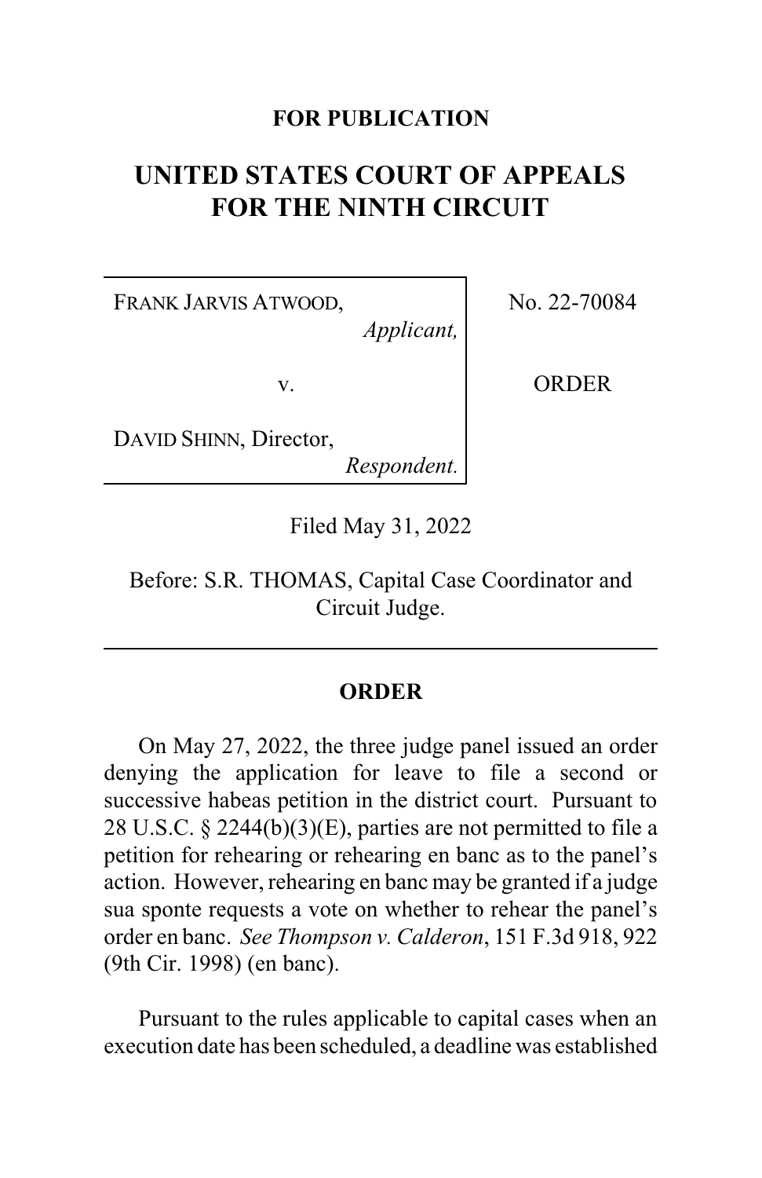**FOR PUBLICATION**

# UNITED STATES COURT OF APPEALS FOR THE NINTH CIRCUIT

| | |
|---|---|
| FRANK JARVIS ATWOOD, *Applicant,* v. DAVID SHINN, Director, *Respondent.* | No. 22-70084 ORDER |

Filed May 31, 2022

Before: S.R. THOMAS, Capital Case Coordinator and Circuit Judge.

## ORDER

On May 27, 2022, the three judge panel issued an order denying the application for leave to file a second or successive habeas petition in the district court. Pursuant to 28 U.S.C. § 2244(b)(3)(E), parties are not permitted to file a petition for rehearing or rehearing en banc as to the panel's action. However, rehearing en banc may be granted if a judge sua sponte requests a vote on whether to rehear the panel's order en banc. *See Thompson v. Calderon*, 151 F.3d 918, 922 (9th Cir. 1998) (en banc).

Pursuant to the rules applicable to capital cases when an execution date has been scheduled, a deadline was established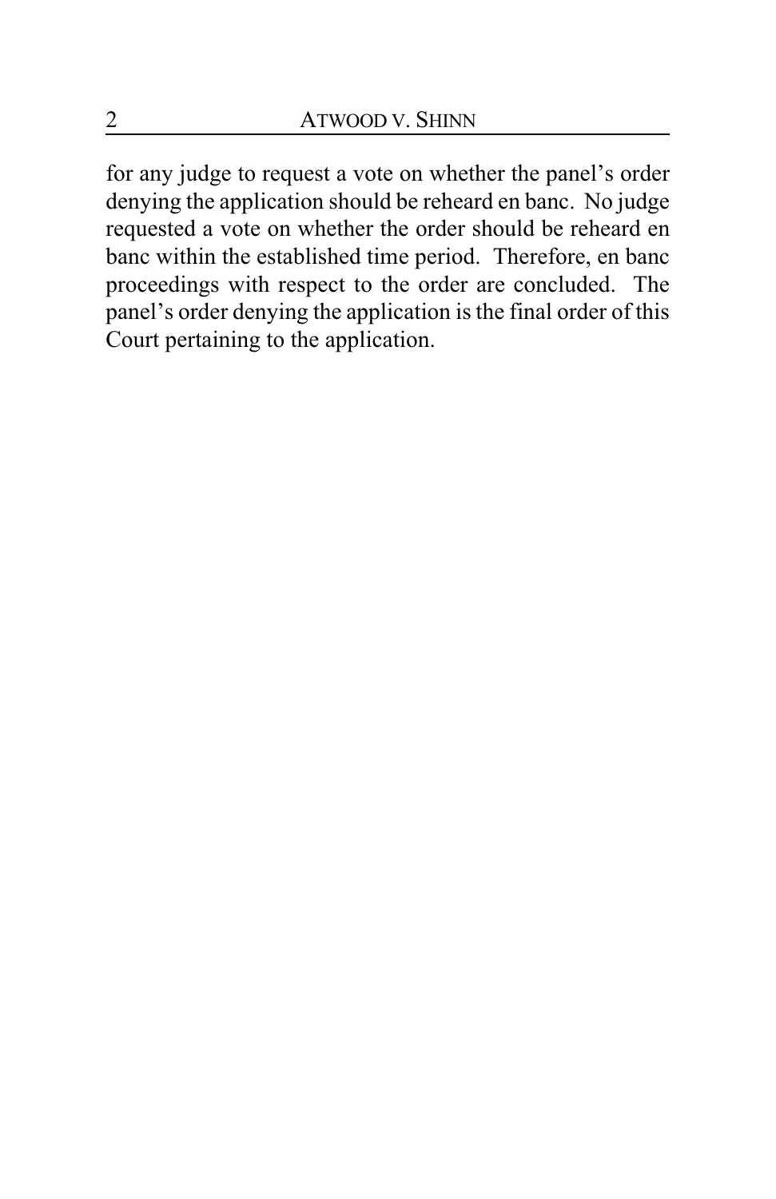for any judge to request a vote on whether the panel's order denying the application should be reheard en banc. No judge requested a vote on whether the order should be reheard en banc within the established time period. Therefore, en banc proceedings with respect to the order are concluded. The panel's order denying the application is the final order of this Court pertaining to the application.